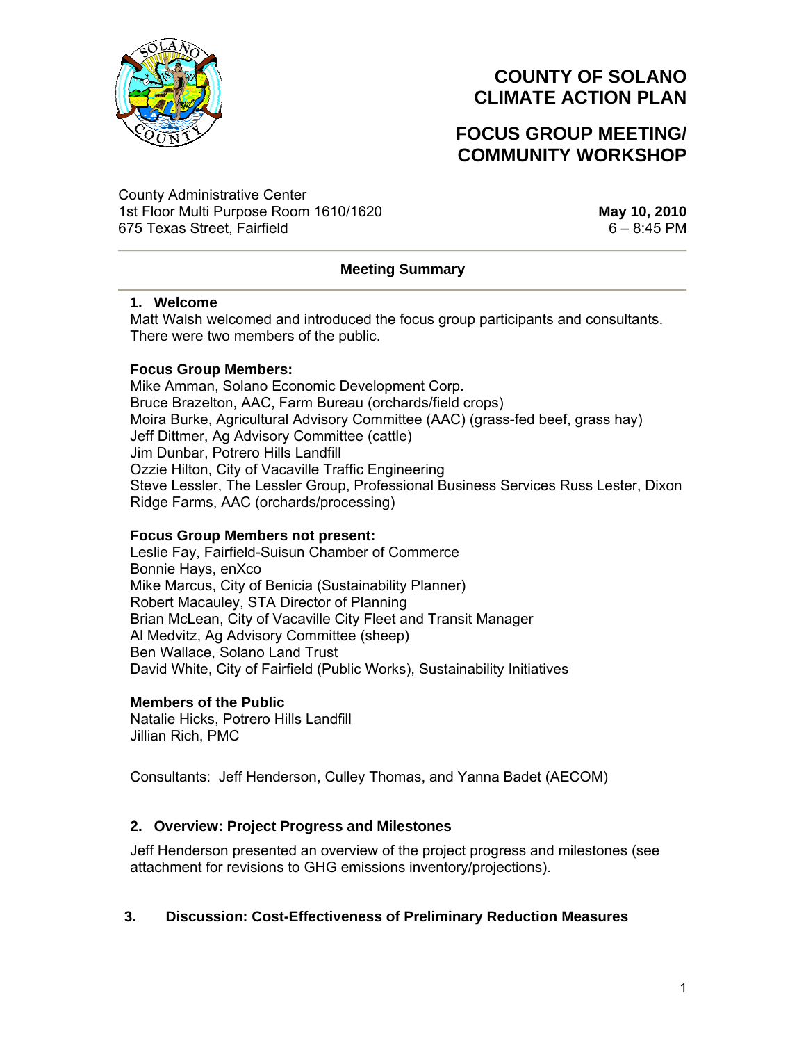# COUNTY OF SOLANO CLIMATE ACTION PLAN

# FOCUS GROUP MEETING/ COMMUNITY WORKSHOP

County Administrative Center
1st Floor Multi Purpose Room 1610/1620
675 Texas Street, Fairfield

**May 10, 2010**
6 – 8:45 PM

---

**Meeting Summary**

---

### 1. Welcome

Matt Walsh welcomed and introduced the focus group participants and consultants. There were two members of the public.

**Focus Group Members:**

Mike Amman, Solano Economic Development Corp.
Bruce Brazelton, AAC, Farm Bureau (orchards/field crops)
Moira Burke, Agricultural Advisory Committee (AAC) (grass-fed beef, grass hay)
Jeff Dittmer, Ag Advisory Committee (cattle)
Jim Dunbar, Potrero Hills Landfill
Ozzie Hilton, City of Vacaville Traffic Engineering
Steve Lessler, The Lessler Group, Professional Business Services Russ Lester, Dixon Ridge Farms, AAC (orchards/processing)

**Focus Group Members not present:**

Leslie Fay, Fairfield-Suisun Chamber of Commerce
Bonnie Hays, enXco
Mike Marcus, City of Benicia (Sustainability Planner)
Robert Macauley, STA Director of Planning
Brian McLean, City of Vacaville City Fleet and Transit Manager
Al Medvitz, Ag Advisory Committee (sheep)
Ben Wallace, Solano Land Trust
David White, City of Fairfield (Public Works), Sustainability Initiatives

**Members of the Public**

Natalie Hicks, Potrero Hills Landfill
Jillian Rich, PMC

Consultants: Jeff Henderson, Culley Thomas, and Yanna Badet (AECOM)

### 2. Overview: Project Progress and Milestones

Jeff Henderson presented an overview of the project progress and milestones (see attachment for revisions to GHG emissions inventory/projections).

### 3. Discussion: Cost-Effectiveness of Preliminary Reduction Measures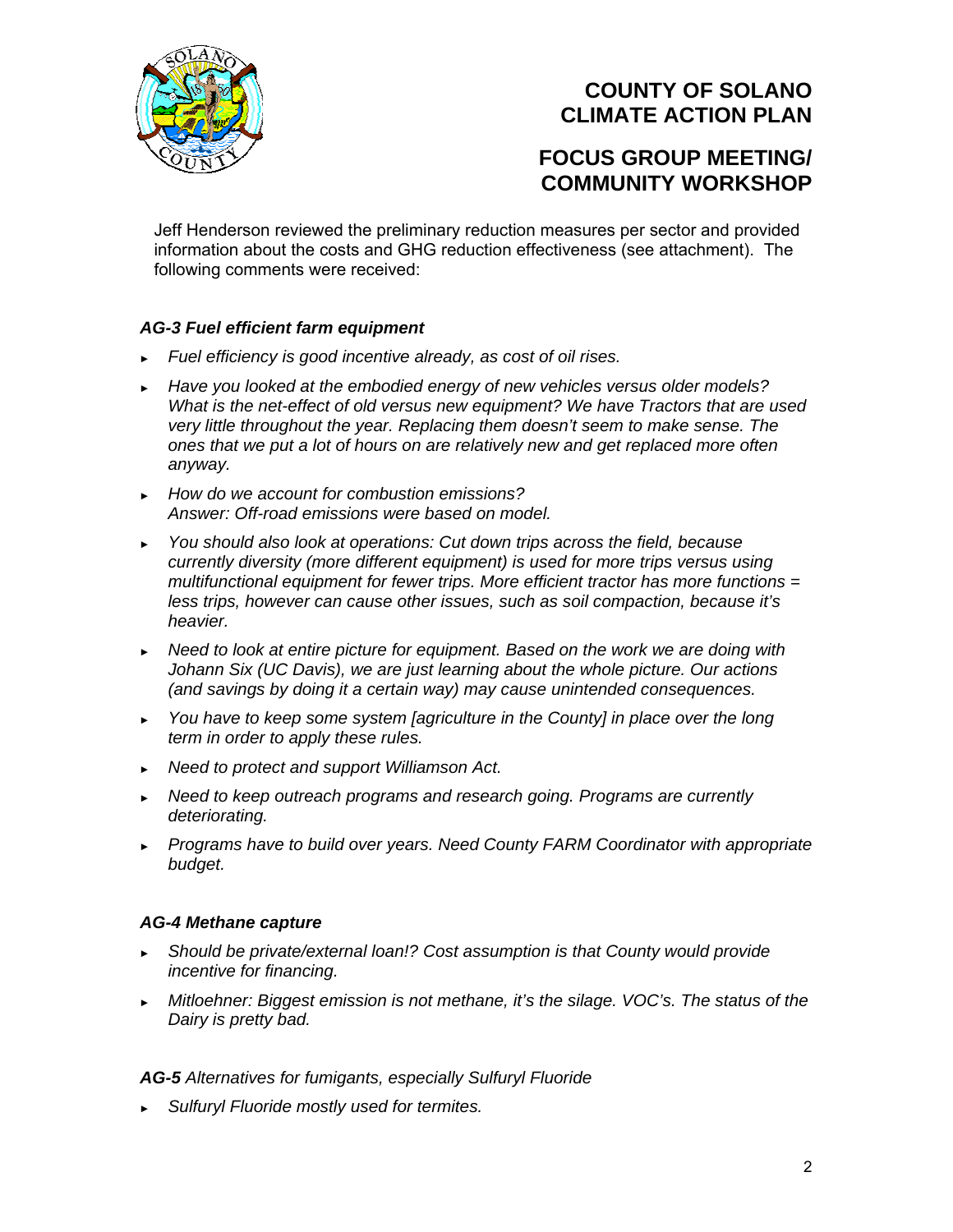Jeff Henderson reviewed the preliminary reduction measures per sector and provided information about the costs and GHG reduction effectiveness (see attachment). The following comments were received:

***AG-3 Fuel efficient farm equipment***

- *Fuel efficiency is good incentive already, as cost of oil rises.*
- *Have you looked at the embodied energy of new vehicles versus older models? What is the net-effect of old versus new equipment? We have Tractors that are used very little throughout the year. Replacing them doesn't seem to make sense. The ones that we put a lot of hours on are relatively new and get replaced more often anyway.*
- *How do we account for combustion emissions?*
  *Answer: Off-road emissions were based on model.*
- *You should also look at operations: Cut down trips across the field, because currently diversity (more different equipment) is used for more trips versus using multifunctional equipment for fewer trips. More efficient tractor has more functions = less trips, however can cause other issues, such as soil compaction, because it's heavier.*
- *Need to look at entire picture for equipment. Based on the work we are doing with Johann Six (UC Davis), we are just learning about the whole picture. Our actions (and savings by doing it a certain way) may cause unintended consequences.*
- *You have to keep some system [agriculture in the County] in place over the long term in order to apply these rules.*
- *Need to protect and support Williamson Act.*
- *Need to keep outreach programs and research going. Programs are currently deteriorating.*
- *Programs have to build over years. Need County FARM Coordinator with appropriate budget.*

***AG-4 Methane capture***

- *Should be private/external loan!? Cost assumption is that County would provide incentive for financing.*
- *Mitloehner: Biggest emission is not methane, it's the silage. VOC's. The status of the Dairy is pretty bad.*

***AG-5*** *Alternatives for fumigants, especially Sulfuryl Fluoride*

- *Sulfuryl Fluoride mostly used for termites.*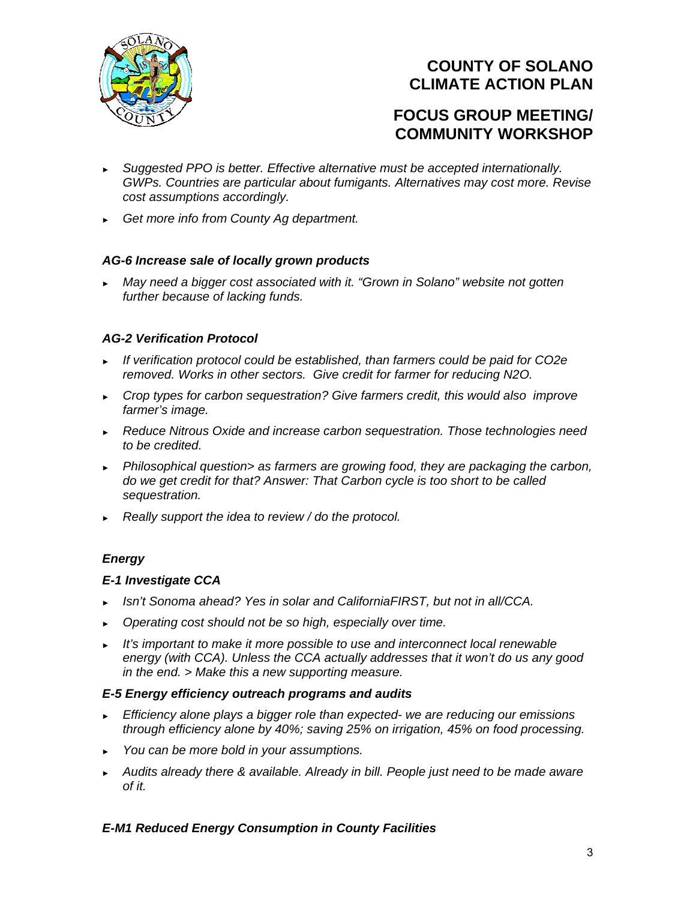- *Suggested PPO is better. Effective alternative must be accepted internationally. GWPs. Countries are particular about fumigants. Alternatives may cost more. Revise cost assumptions accordingly.*
- *Get more info from County Ag department.*

### *AG-6 Increase sale of locally grown products*

- *May need a bigger cost associated with it. "Grown in Solano" website not gotten further because of lacking funds.*

### *AG-2 Verification Protocol*

- *If verification protocol could be established, than farmers could be paid for $CO_2e$ removed. Works in other sectors. Give credit for farmer for reducing $N_2O$.*
- *Crop types for carbon sequestration? Give farmers credit, this would also improve farmer's image.*
- *Reduce Nitrous Oxide and increase carbon sequestration. Those technologies need to be credited.*
- *Philosophical question> as farmers are growing food, they are packaging the carbon, do we get credit for that? Answer: That Carbon cycle is too short to be called sequestration.*
- *Really support the idea to review / do the protocol.*

## *Energy*

### *E-1 Investigate CCA*

- *Isn't Sonoma ahead? Yes in solar and CaliforniaFIRST, but not in all/CCA.*
- *Operating cost should not be so high, especially over time.*
- *It's important to make it more possible to use and interconnect local renewable energy (with CCA). Unless the CCA actually addresses that it won't do us any good in the end. > Make this a new supporting measure.*

### *E-5 Energy efficiency outreach programs and audits*

- *Efficiency alone plays a bigger role than expected- we are reducing our emissions through efficiency alone by 40%; saving 25% on irrigation, 45% on food processing.*
- *You can be more bold in your assumptions.*
- *Audits already there & available. Already in bill. People just need to be made aware of it.*

### *E-M1 Reduced Energy Consumption in County Facilities*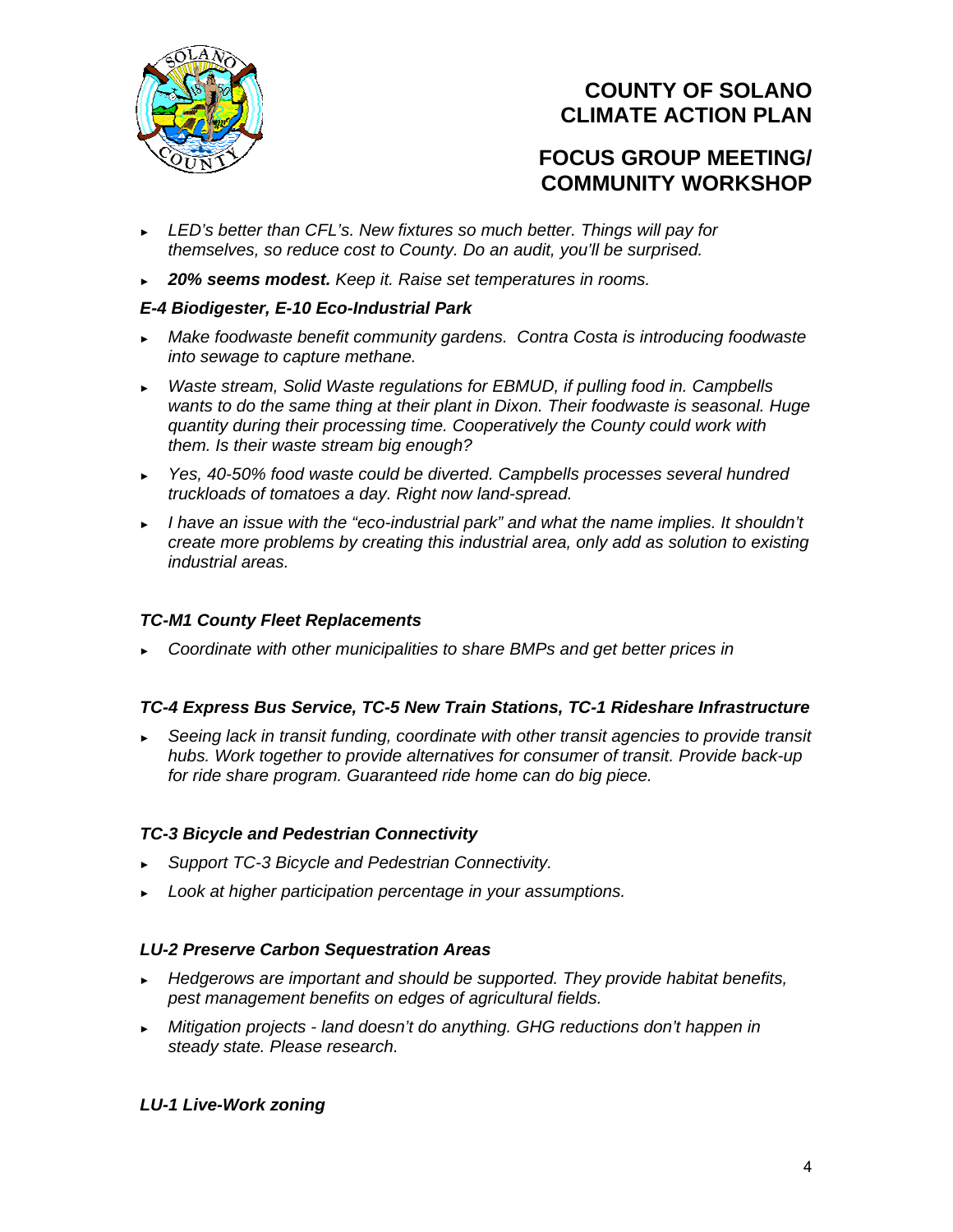- *LED's better than CFL's. New fixtures so much better. Things will pay for themselves, so reduce cost to County. Do an audit, you'll be surprised.*
- ***20% seems modest.** Keep it. Raise set temperatures in rooms.*

***E-4 Biodigester, E-10 Eco-Industrial Park***

- *Make foodwaste benefit community gardens. Contra Costa is introducing foodwaste into sewage to capture methane.*
- *Waste stream, Solid Waste regulations for EBMUD, if pulling food in. Campbells wants to do the same thing at their plant in Dixon. Their foodwaste is seasonal. Huge quantity during their processing time. Cooperatively the County could work with them. Is their waste stream big enough?*
- *Yes, 40-50% food waste could be diverted. Campbells processes several hundred truckloads of tomatoes a day. Right now land-spread.*
- *I have an issue with the "eco-industrial park" and what the name implies. It shouldn't create more problems by creating this industrial area, only add as solution to existing industrial areas.*

***TC-M1 County Fleet Replacements***

- *Coordinate with other municipalities to share BMPs and get better prices in*

***TC-4 Express Bus Service, TC-5 New Train Stations, TC-1 Rideshare Infrastructure***

- *Seeing lack in transit funding, coordinate with other transit agencies to provide transit hubs. Work together to provide alternatives for consumer of transit. Provide back-up for ride share program. Guaranteed ride home can do big piece.*

***TC-3 Bicycle and Pedestrian Connectivity***

- *Support TC-3 Bicycle and Pedestrian Connectivity.*
- *Look at higher participation percentage in your assumptions.*

***LU-2 Preserve Carbon Sequestration Areas***

- *Hedgerows are important and should be supported. They provide habitat benefits, pest management benefits on edges of agricultural fields.*
- *Mitigation projects - land doesn't do anything. GHG reductions don't happen in steady state. Please research.*

***LU-1 Live-Work zoning***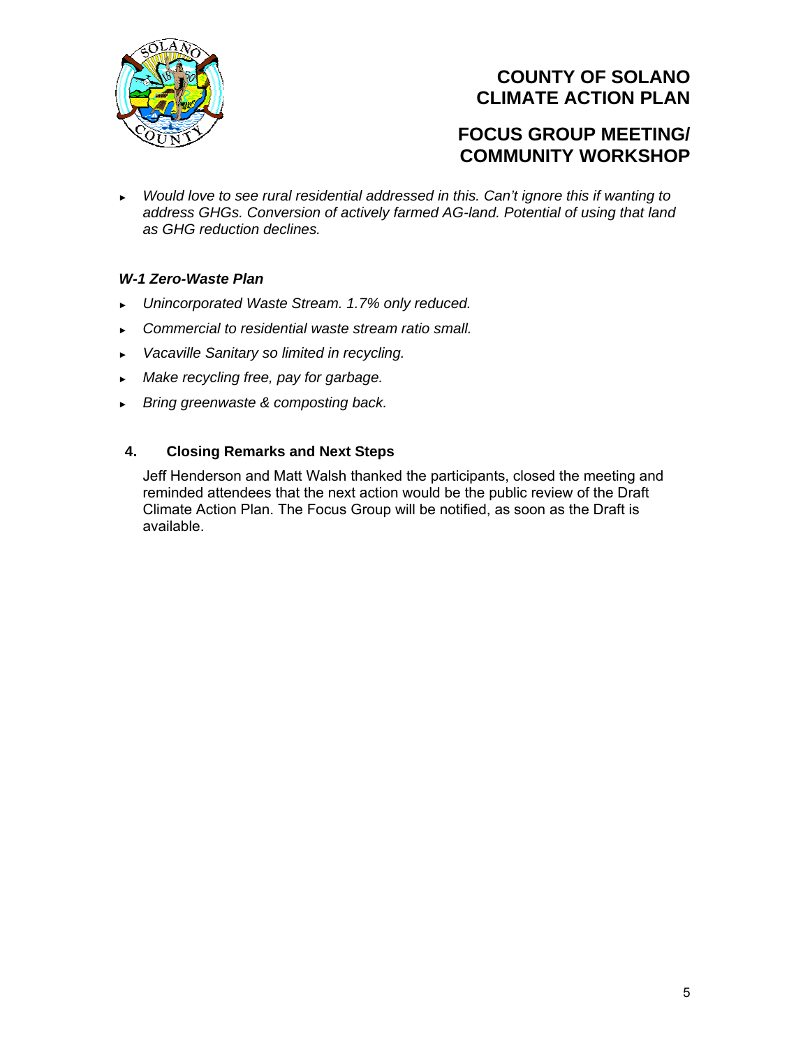- *Would love to see rural residential addressed in this. Can't ignore this if wanting to address GHGs. Conversion of actively farmed AG-land. Potential of using that land as GHG reduction declines.*

### *W-1 Zero-Waste Plan*

- *Unincorporated Waste Stream. 1.7% only reduced.*
- *Commercial to residential waste stream ratio small.*
- *Vacaville Sanitary so limited in recycling.*
- *Make recycling free, pay for garbage.*
- *Bring greenwaste & composting back.*

## 4. Closing Remarks and Next Steps

Jeff Henderson and Matt Walsh thanked the participants, closed the meeting and reminded attendees that the next action would be the public review of the Draft Climate Action Plan. The Focus Group will be notified, as soon as the Draft is available.